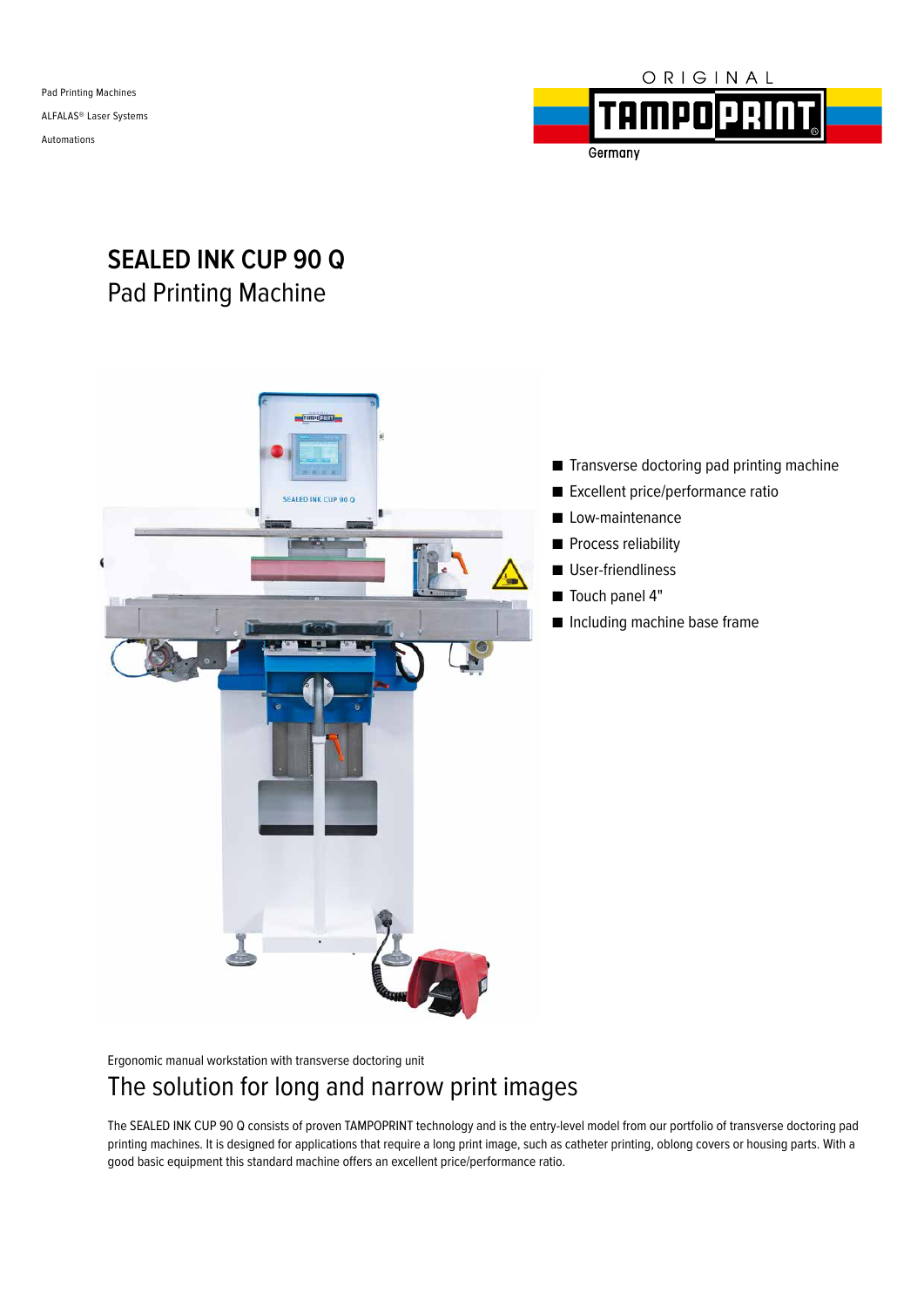Pad Printing Machines

ALFALAS® Laser Systems

Automations

ORIGINAL TAMPOPRINT Germany

# SEALED INK CUP 90 Q
## Pad Printing Machine

- Transverse doctoring pad printing machine
- Excellent price/performance ratio
- Low-maintenance
- Process reliability
- User-friendliness
- Touch panel 4"
- Including machine base frame

Ergonomic manual workstation with transverse doctoring unit

## The solution for long and narrow print images

The SEALED INK CUP 90 Q consists of proven TAMPOPRINT technology and is the entry-level model from our portfolio of transverse doctoring pad printing machines. It is designed for applications that require a long print image, such as catheter printing, oblong covers or housing parts. With a good basic equipment this standard machine offers an excellent price/performance ratio.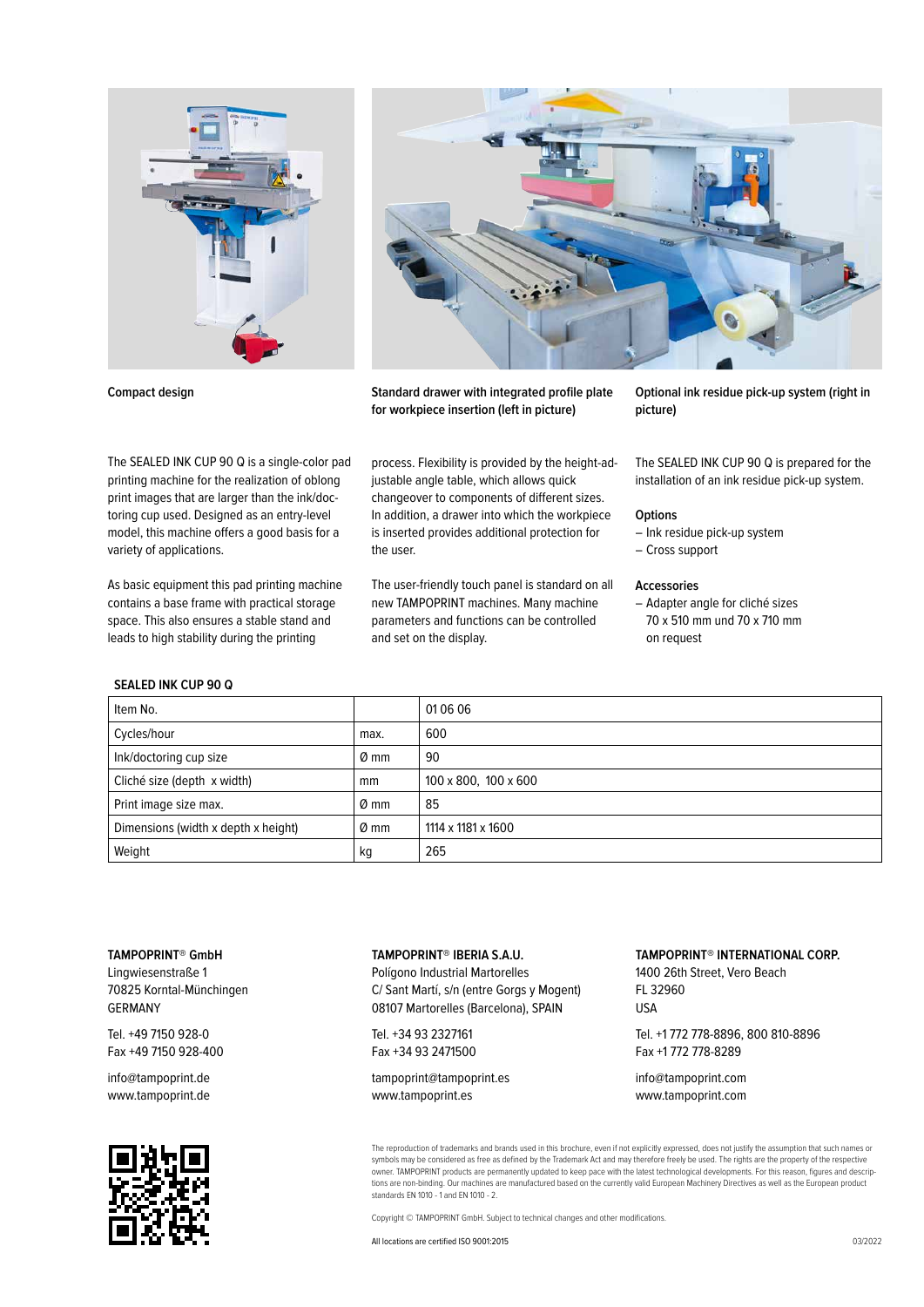Compact design

Standard drawer with integrated profile plate for workpiece insertion (left in picture)

Optional ink residue pick-up system (right in picture)

The SEALED INK CUP 90 Q is a single-color pad printing machine for the realization of oblong print images that are larger than the ink/doctoring cup used. Designed as an entry-level model, this machine offers a good basis for a variety of applications.

As basic equipment this pad printing machine contains a base frame with practical storage space. This also ensures a stable stand and leads to high stability during the printing process. Flexibility is provided by the height-adjustable angle table, which allows quick changeover to components of different sizes. In addition, a drawer into which the workpiece is inserted provides additional protection for the user.

The user-friendly touch panel is standard on all new TAMPOPRINT machines. Many machine parameters and functions can be controlled and set on the display.

The SEALED INK CUP 90 Q is prepared for the installation of an ink residue pick-up system.

**Options**

- Ink residue pick-up system
- Cross support

**Accessories**

- Adapter angle for cliché sizes 70 x 510 mm und 70 x 710 mm on request

**SEALED INK CUP 90 Q**

| | | |
|---|---|---|
| Item No. | | 01 06 06 |
| Cycles/hour | max. | 600 |
| Ink/doctoring cup size | Ø mm | 90 |
| Cliché size (depth x width) | mm | 100 x 800, 100 x 600 |
| Print image size max. | Ø mm | 85 |
| Dimensions (width x depth x height) | Ø mm | 1114 x 1181 x 1600 |
| Weight | kg | 265 |

**TAMPOPRINT® GmbH**
Lingwiesenstraße 1
70825 Korntal-Münchingen
GERMANY

Tel. +49 7150 928-0
Fax +49 7150 928-400

info@tampoprint.de
www.tampoprint.de

**TAMPOPRINT® IBERIA S.A.U.**
Polígono Industrial Martorelles
C/ Sant Martí, s/n (entre Gorgs y Mogent)
08107 Martorelles (Barcelona), SPAIN

Tel. +34 93 2327161
Fax +34 93 2471500

tampoprint@tampoprint.es
www.tampoprint.es

**TAMPOPRINT® INTERNATIONAL CORP.**
1400 26th Street, Vero Beach
FL 32960
USA

Tel. +1 772 778-8896, 800 810-8896
Fax +1 772 778-8289

info@tampoprint.com
www.tampoprint.com

The reproduction of trademarks and brands used in this brochure, even if not explicitly expressed, does not justify the assumption that such names or symbols may be considered as free as defined by the Trademark Act and may therefore freely be used. The rights are the property of the respective owner. TAMPOPRINT products are permanently updated to keep pace with the latest technological developments. For this reason, figures and descriptions are non-binding. Our machines are manufactured based on the currently valid European Machinery Directives as well as the European product standards EN 1010 - 1 and EN 1010 - 2.

Copyright © TAMPOPRINT GmbH. Subject to technical changes and other modifications.

All locations are certified ISO 9001:2015

03/2022